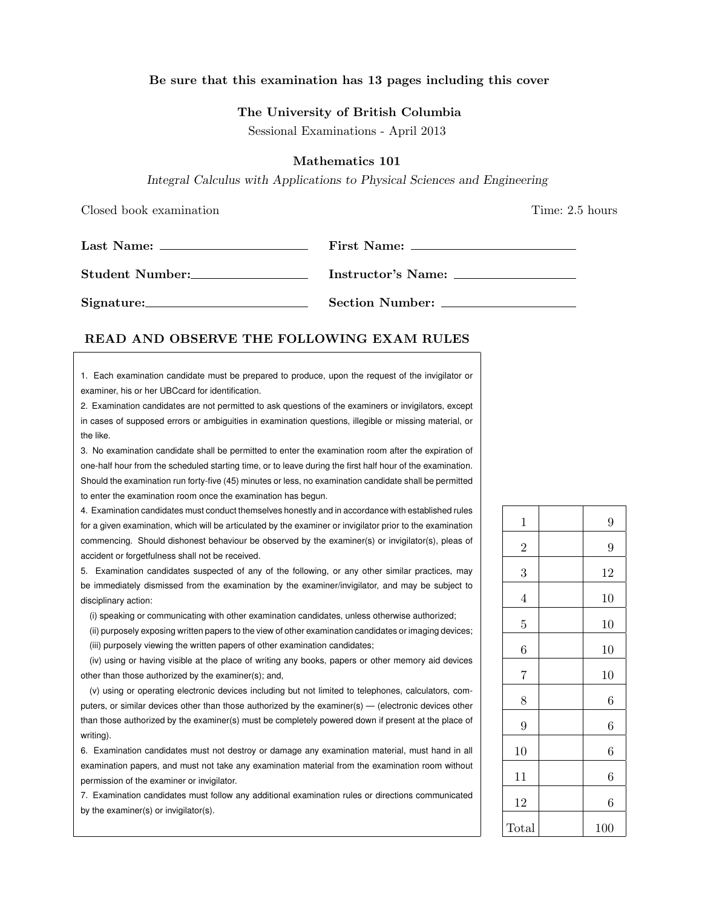**Be sure that this examination has 13 pages including this cover**

**The University of British Columbia**

Sessional Examinations - April 2013

**Mathematics 101**

*Integral Calculus with Applications to Physical Sciences and Engineering*

Closed book examination

Time: 2.5 hours

**Last Name:** \_\_\_\_\_\_\_\_\_\_\_\_\_\_\_\_\_\_\_\_ **First Name:** \_\_\_\_\_\_\_\_\_\_\_\_\_\_\_\_\_\_\_\_

**Student Number:** \_\_\_\_\_\_\_\_\_\_\_\_\_\_\_\_\_\_\_\_ **Instructor's Name:** \_\_\_\_\_\_\_\_\_\_\_\_\_\_\_\_\_\_\_\_

**Signature:** \_\_\_\_\_\_\_\_\_\_\_\_\_\_\_\_\_\_\_\_ **Section Number:** \_\_\_\_\_\_\_\_\_\_\_\_\_\_\_\_\_\_\_\_

## READ AND OBSERVE THE FOLLOWING EXAM RULES

1. Each examination candidate must be prepared to produce, upon the request of the invigilator or examiner, his or her UBCcard for identification.
2. Examination candidates are not permitted to ask questions of the examiners or invigilators, except in cases of supposed errors or ambiguities in examination questions, illegible or missing material, or the like.
3. No examination candidate shall be permitted to enter the examination room after the expiration of one-half hour from the scheduled starting time, or to leave during the first half hour of the examination. Should the examination run forty-five (45) minutes or less, no examination candidate shall be permitted to enter the examination room once the examination has begun.
4. Examination candidates must conduct themselves honestly and in accordance with established rules for a given examination, which will be articulated by the examiner or invigilator prior to the examination commencing. Should dishonest behaviour be observed by the examiner(s) or invigilator(s), pleas of accident or forgetfulness shall not be received.
5. Examination candidates suspected of any of the following, or any other similar practices, may be immediately dismissed from the examination by the examiner/invigilator, and may be subject to disciplinary action:

   (i) speaking or communicating with other examination candidates, unless otherwise authorized;

   (ii) purposely exposing written papers to the view of other examination candidates or imaging devices;

   (iii) purposely viewing the written papers of other examination candidates;

   (iv) using or having visible at the place of writing any books, papers or other memory aid devices other than those authorized by the examiner(s); and,

   (v) using or operating electronic devices including but not limited to telephones, calculators, computers, or similar devices other than those authorized by the examiner(s) — (electronic devices other than those authorized by the examiner(s) must be completely powered down if present at the place of writing).
6. Examination candidates must not destroy or damage any examination material, must hand in all examination papers, and must not take any examination material from the examination room without permission of the examiner or invigilator.
7. Examination candidates must follow any additional examination rules or directions communicated by the examiner(s) or invigilator(s).

| Question | Score | Out of |
|---|---|---|
| 1 | | 9 |
| 2 | | 9 |
| 3 | | 12 |
| 4 | | 10 |
| 5 | | 10 |
| 6 | | 10 |
| 7 | | 10 |
| 8 | | 6 |
| 9 | | 6 |
| 10 | | 6 |
| 11 | | 6 |
| 12 | | 6 |
| Total | | 100 |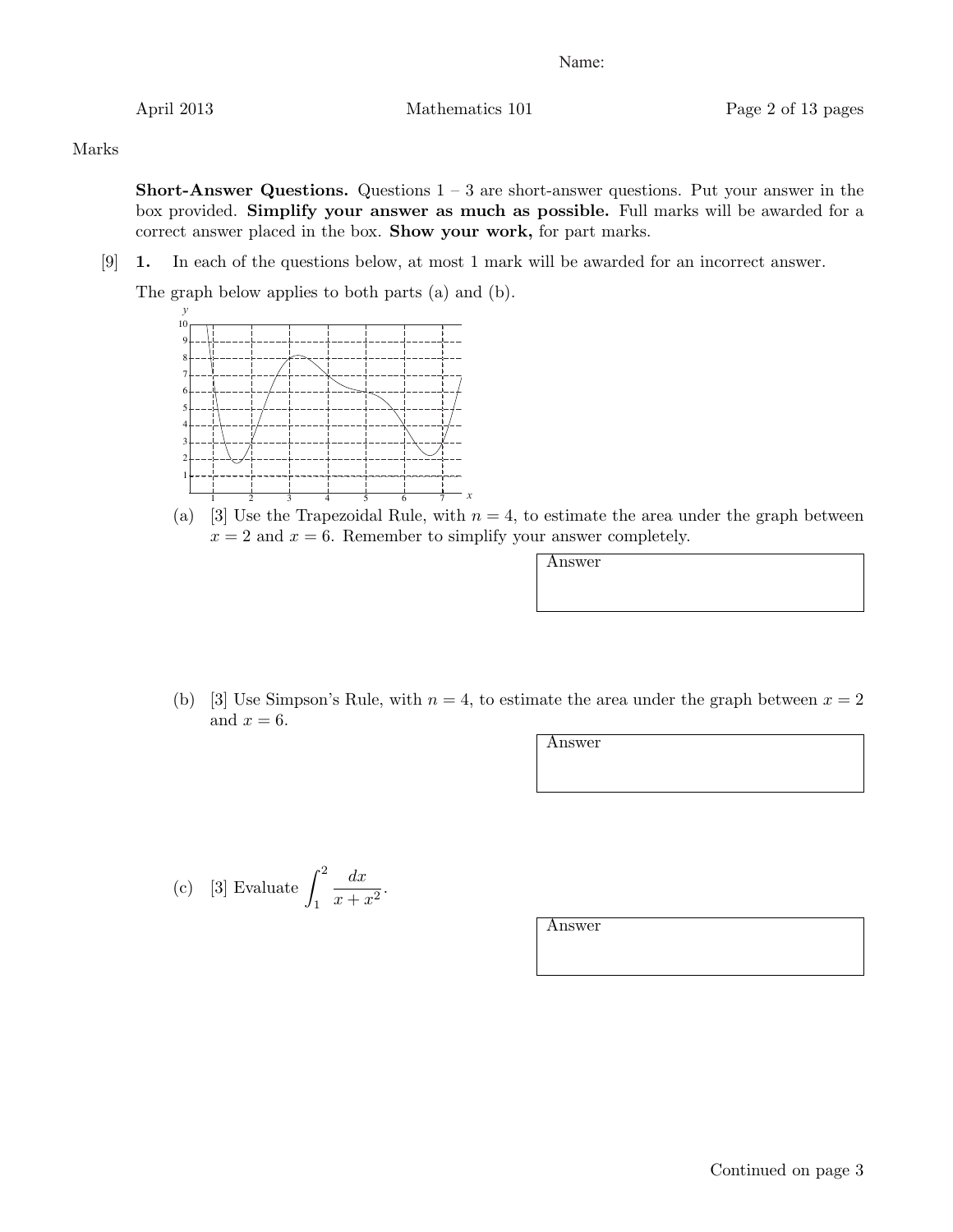Name:

Marks

**Short-Answer Questions.** Questions 1 – 3 are short-answer questions. Put your answer in the box provided. **Simplify your answer as much as possible.** Full marks will be awarded for a correct answer placed in the box. **Show your work,** for part marks.

[9] **1.** In each of the questions below, at most 1 mark will be awarded for an incorrect answer.

The graph below applies to both parts (a) and (b).

(a) [3] Use the Trapezoidal Rule, with $n = 4$, to estimate the area under the graph between $x = 2$ and $x = 6$. Remember to simplify your answer completely.

Answer

(b) [3] Use Simpson's Rule, with $n = 4$, to estimate the area under the graph between $x = 2$ and $x = 6$.

Answer

(c) [3] Evaluate $\displaystyle\int_1^2 \frac{dx}{x + x^2}$.

Answer

Continued on page 3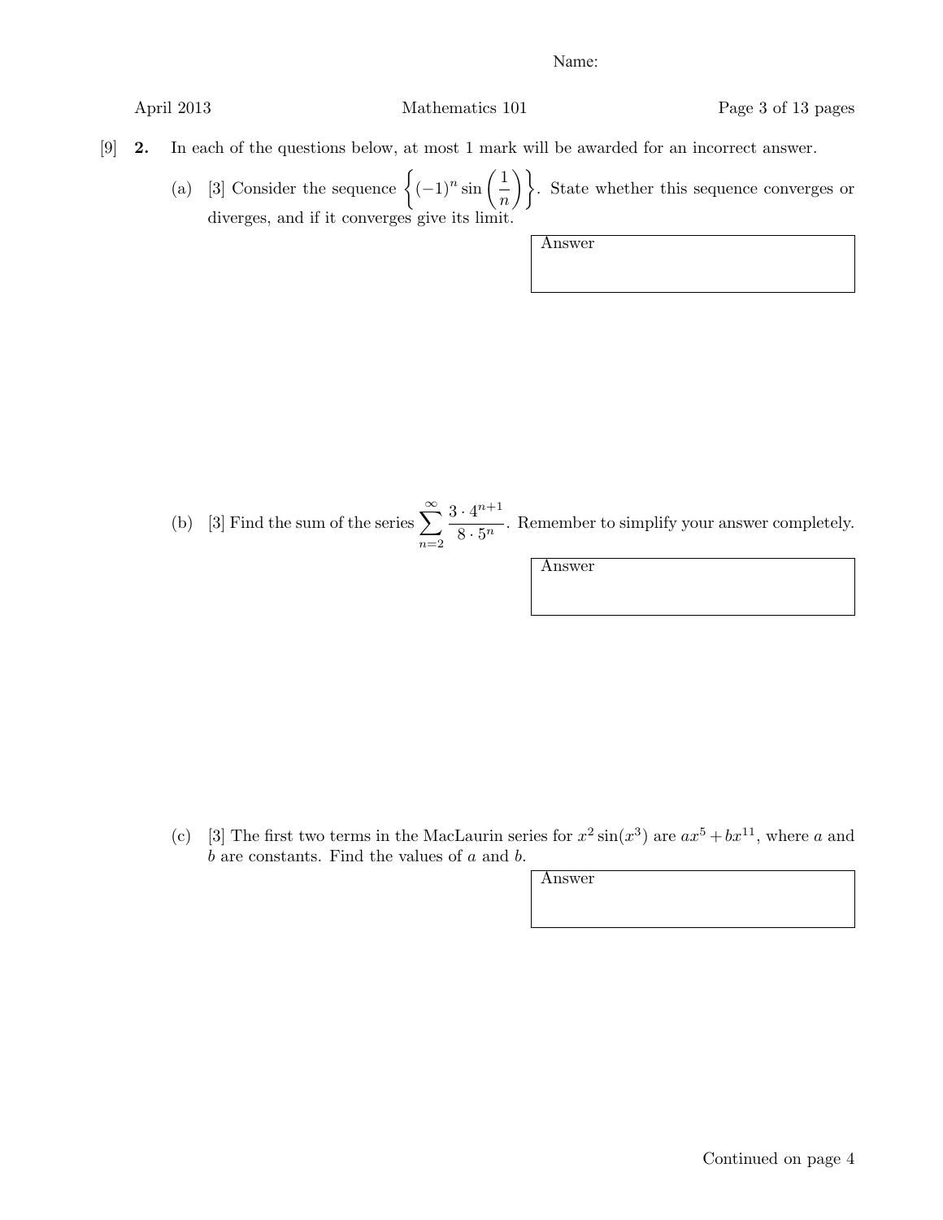[9] **2.** In each of the questions below, at most 1 mark will be awarded for an incorrect answer.

(a) [3] Consider the sequence $\left\{(-1)^n \sin\left(\frac{1}{n}\right)\right\}$. State whether this sequence converges or diverges, and if it converges give its limit.

Answer

(b) [3] Find the sum of the series $\displaystyle\sum_{n=2}^{\infty} \frac{3 \cdot 4^{n+1}}{8 \cdot 5^n}$. Remember to simplify your answer completely.

Answer

(c) [3] The first two terms in the MacLaurin series for $x^2 \sin(x^3)$ are $ax^5 + bx^{11}$, where $a$ and $b$ are constants. Find the values of $a$ and $b$.

Answer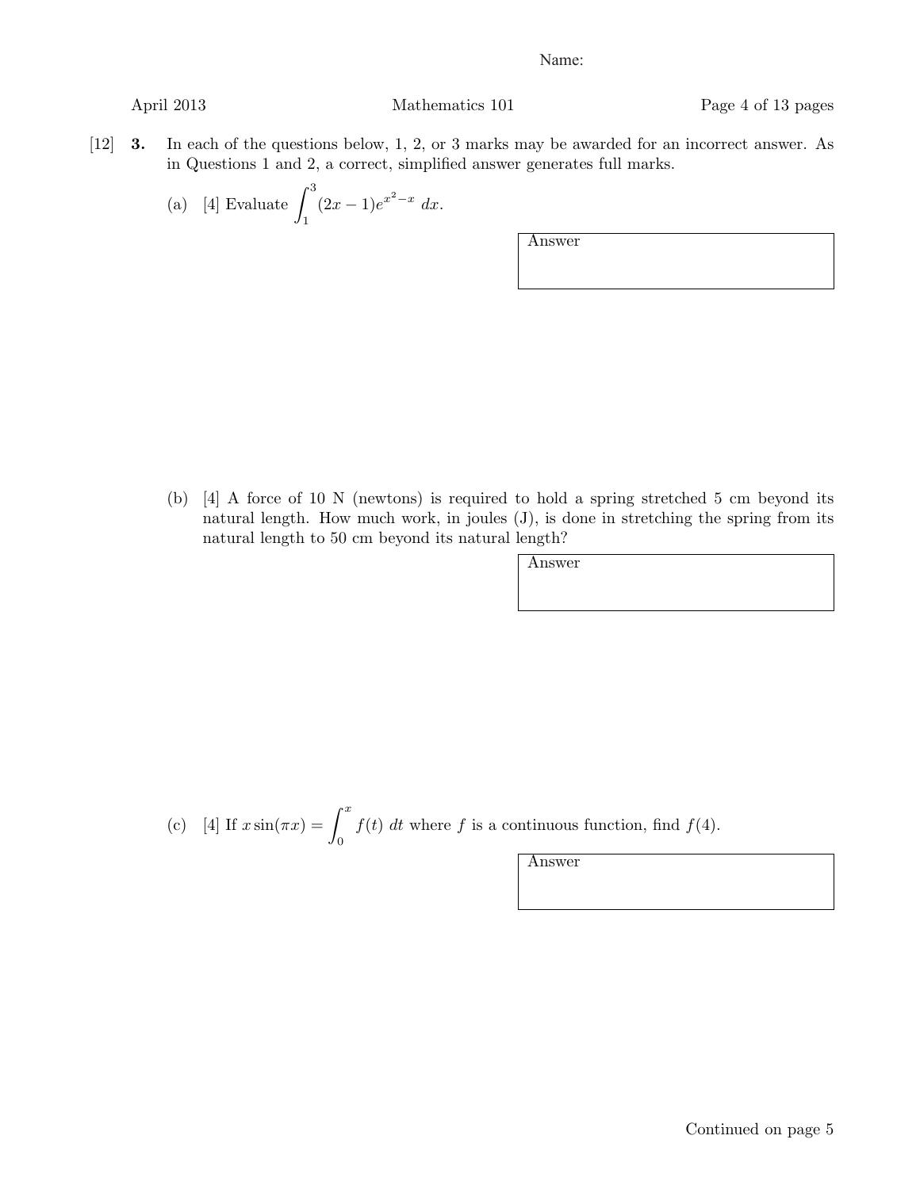Name:

[12] **3.** In each of the questions below, 1, 2, or 3 marks may be awarded for an incorrect answer. As in Questions 1 and 2, a correct, simplified answer generates full marks.

(a) [4] Evaluate $\displaystyle\int_1^3 (2x-1)e^{x^2-x}\,dx$.

Answer

(b) [4] A force of 10 N (newtons) is required to hold a spring stretched 5 cm beyond its natural length. How much work, in joules (J), is done in stretching the spring from its natural length to 50 cm beyond its natural length?

Answer

(c) [4] If $x\sin(\pi x) = \displaystyle\int_0^x f(t)\,dt$ where $f$ is a continuous function, find $f(4)$.

Answer

Continued on page 5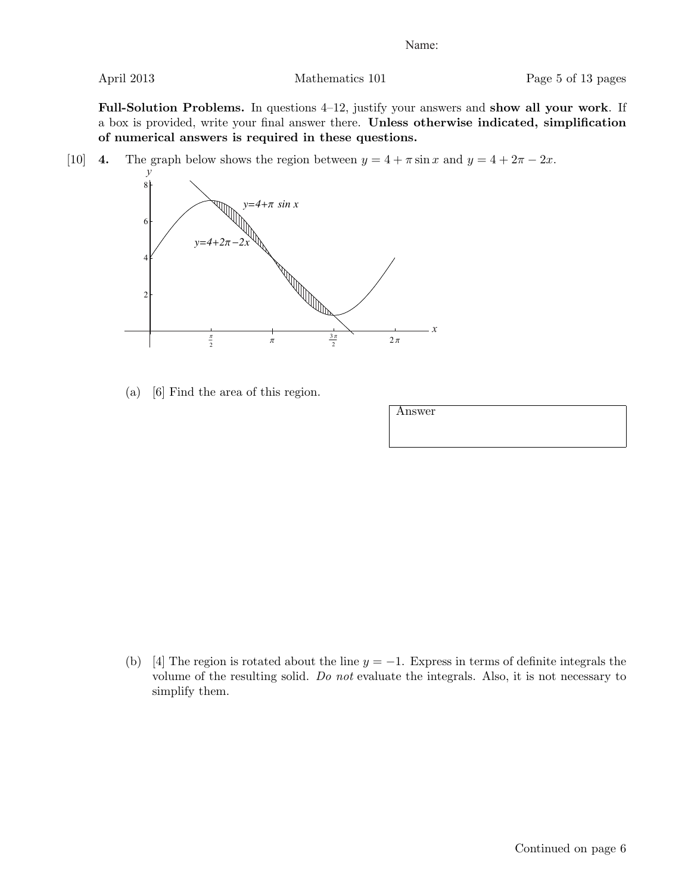**Full-Solution Problems.** In questions 4–12, justify your answers and **show all your work**. If a box is provided, write your final answer there. **Unless otherwise indicated, simplification of numerical answers is required in these questions.**

[10] **4.** The graph below shows the region between $y = 4 + \pi \sin x$ and $y = 4 + 2\pi - 2x$.

(a) [6] Find the area of this region.

Answer

(b) [4] The region is rotated about the line $y = -1$. Express in terms of definite integrals the volume of the resulting solid. *Do not* evaluate the integrals. Also, it is not necessary to simplify them.

Continued on page 6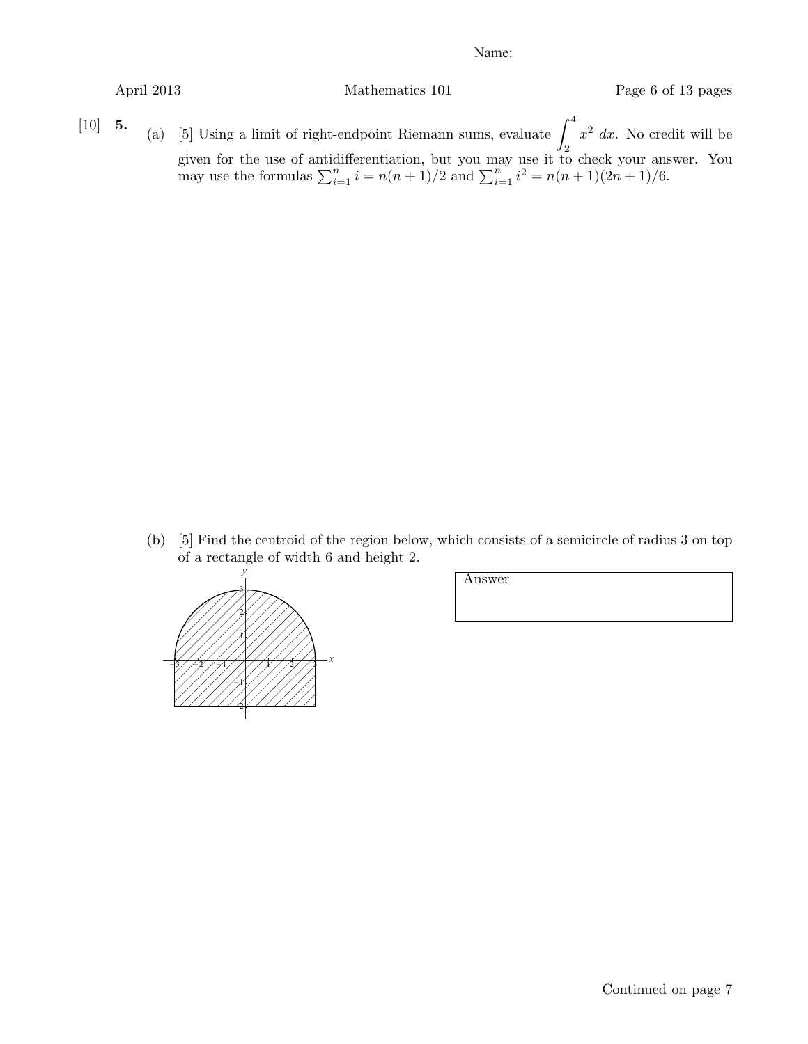Name:

[10] **5.** (a) [5] Using a limit of right-endpoint Riemann sums, evaluate $\int_2^4 x^2 \, dx$. No credit will be given for the use of antidifferentiation, but you may use it to check your answer. You may use the formulas $\sum_{i=1}^n i = n(n+1)/2$ and $\sum_{i=1}^n i^2 = n(n+1)(2n+1)/6$.

(b) [5] Find the centroid of the region below, which consists of a semicircle of radius 3 on top of a rectangle of width 6 and height 2.

Answer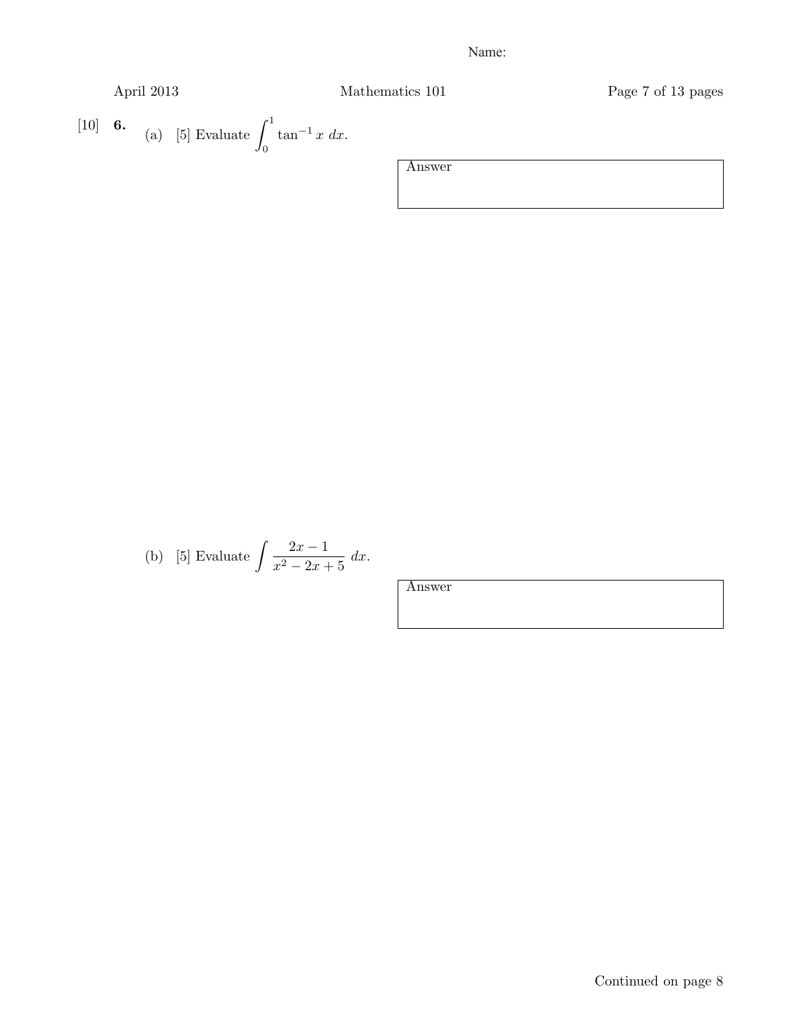Name:

[10] **6.** (a) [5] Evaluate $\int_0^1 \tan^{-1} x \; dx$.

Answer

(b) [5] Evaluate $\int \frac{2x-1}{x^2-2x+5} \; dx$.

Answer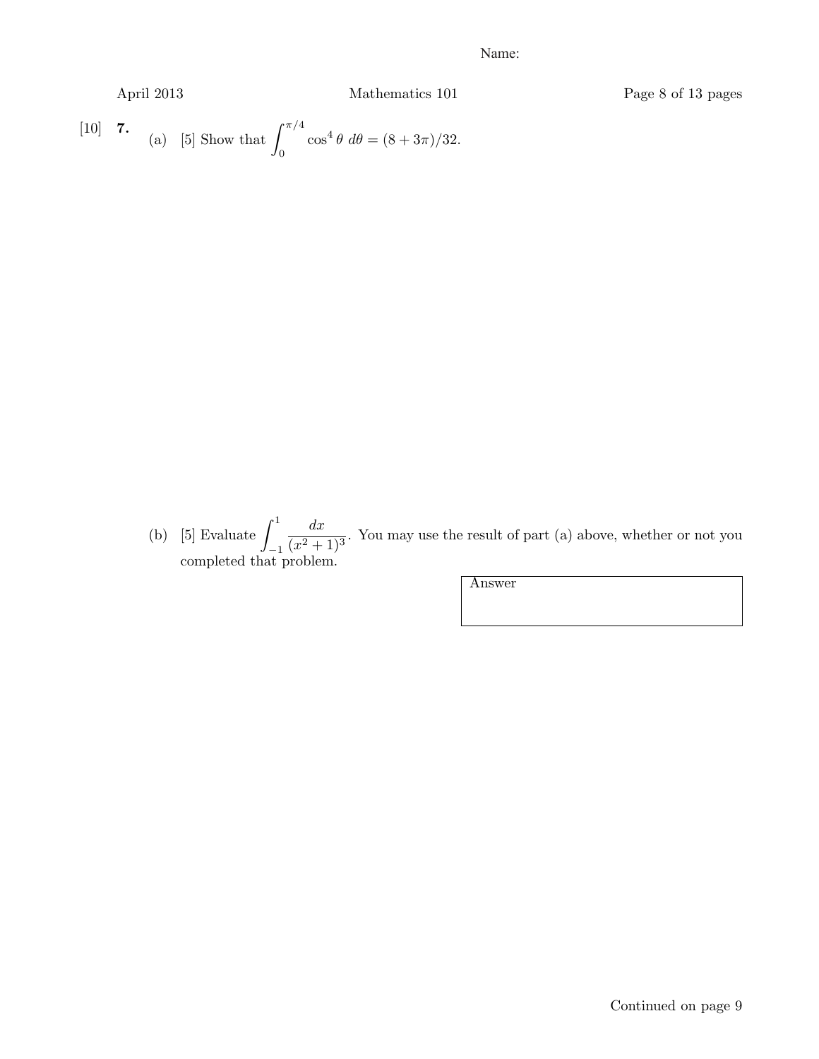Name:

[10] **7.** (a) [5] Show that $\int_0^{\pi/4} \cos^4 \theta \; d\theta = (8 + 3\pi)/32$.

(b) [5] Evaluate $\int_{-1}^{1} \frac{dx}{(x^2+1)^3}$. You may use the result of part (a) above, whether or not you completed that problem.

| Answer |
|---|
| |

Continued on page 9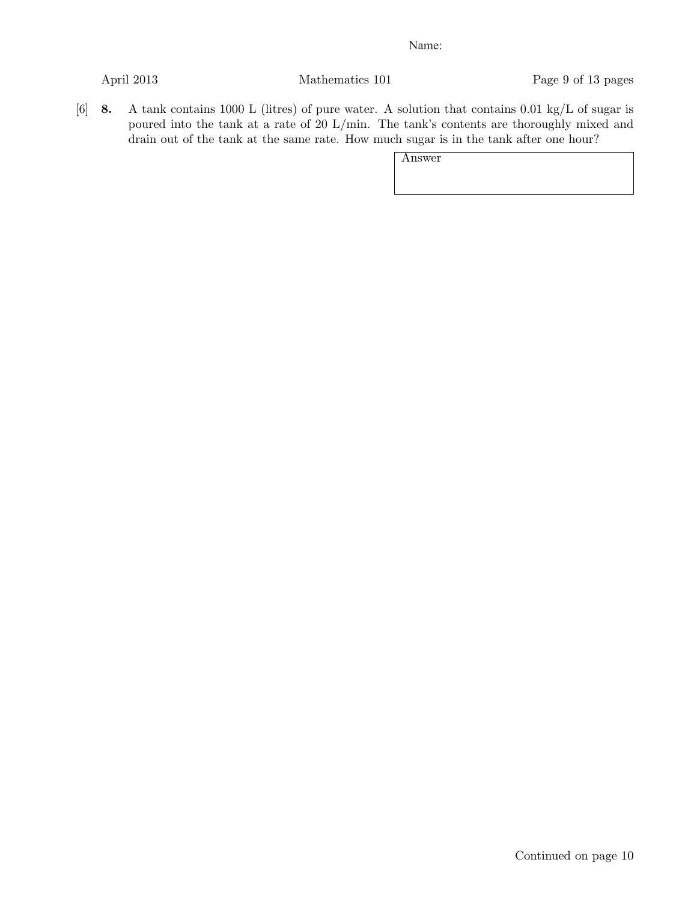Name:

[6] **8.** A tank contains 1000 L (litres) of pure water. A solution that contains 0.01 kg/L of sugar is poured into the tank at a rate of 20 L/min. The tank's contents are thoroughly mixed and drain out of the tank at the same rate. How much sugar is in the tank after one hour?

| Answer |
|---|
| |

Continued on page 10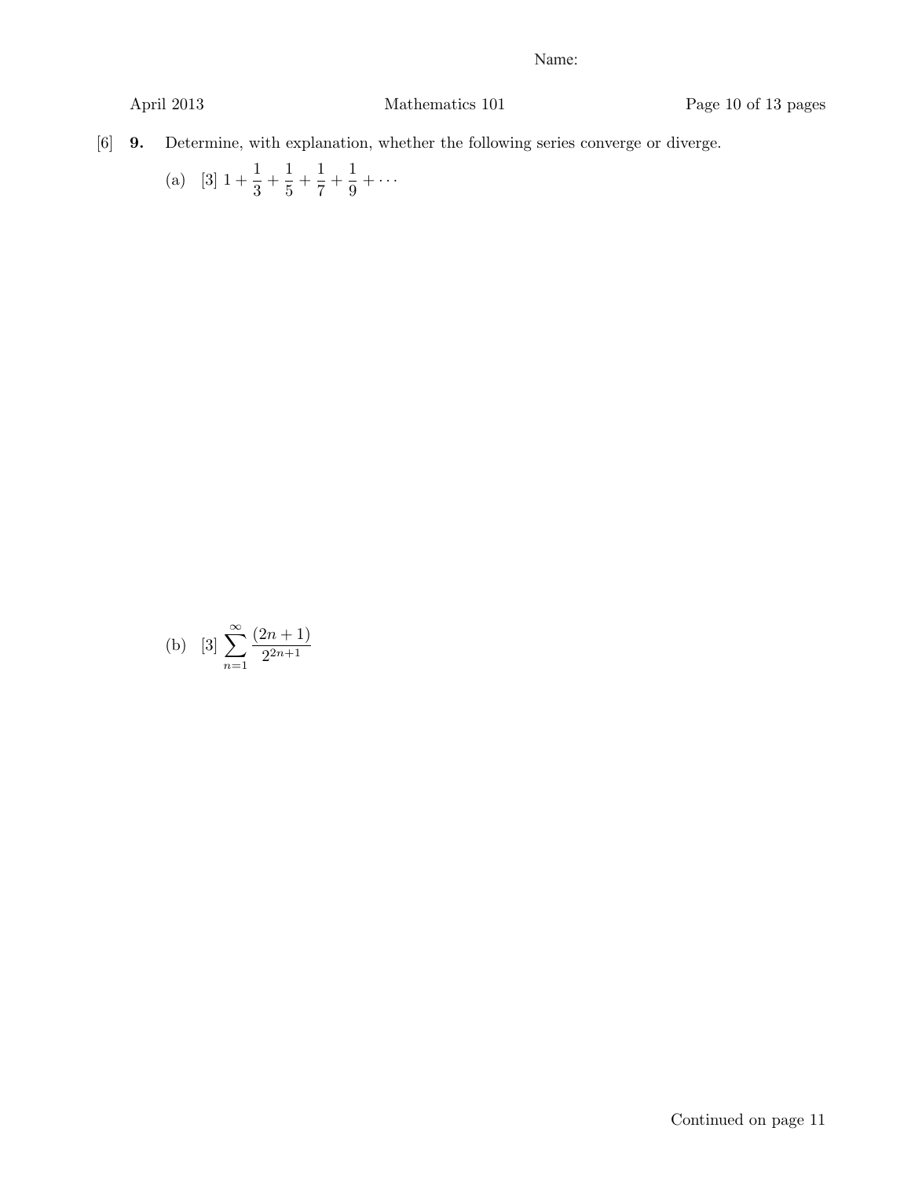Name:

[6] **9.** Determine, with explanation, whether the following series converge or diverge.

(a) [3] $1 + \frac{1}{3} + \frac{1}{5} + \frac{1}{7} + \frac{1}{9} + \cdots$

(b) [3] $\sum_{n=1}^{\infty} \frac{(2n+1)}{2^{2n+1}}$

Continued on page 11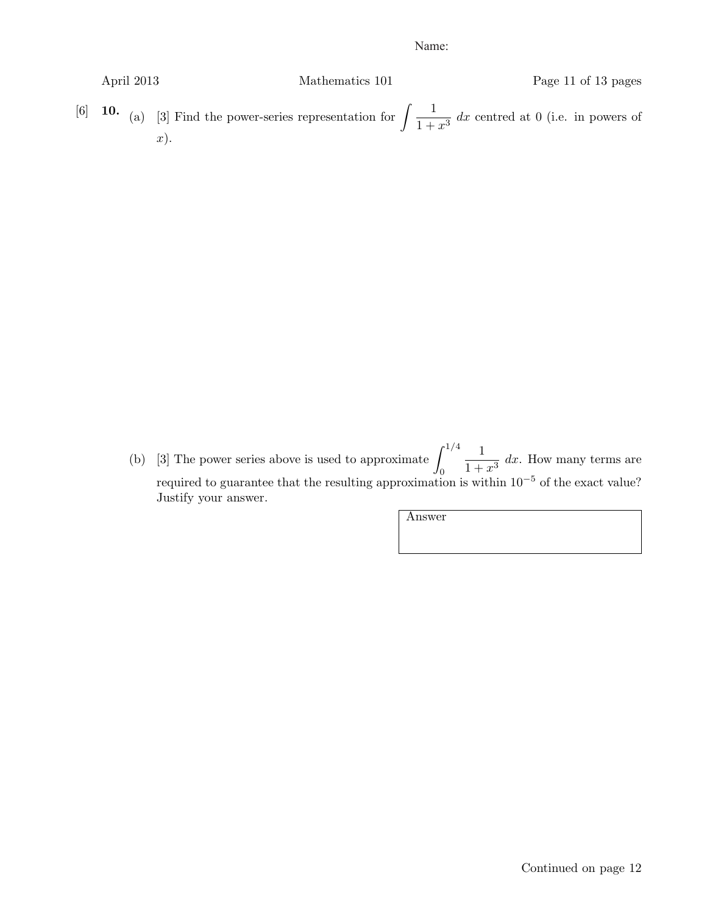Name:

[6] **10.** (a) [3] Find the power-series representation for $\int \frac{1}{1+x^3}\,dx$ centred at 0 (i.e. in powers of $x$).

(b) [3] The power series above is used to approximate $\int_0^{1/4} \frac{1}{1+x^3}\,dx$. How many terms are required to guarantee that the resulting approximation is within $10^{-5}$ of the exact value? Justify your answer.

| Answer |
|---|
| |

Continued on page 12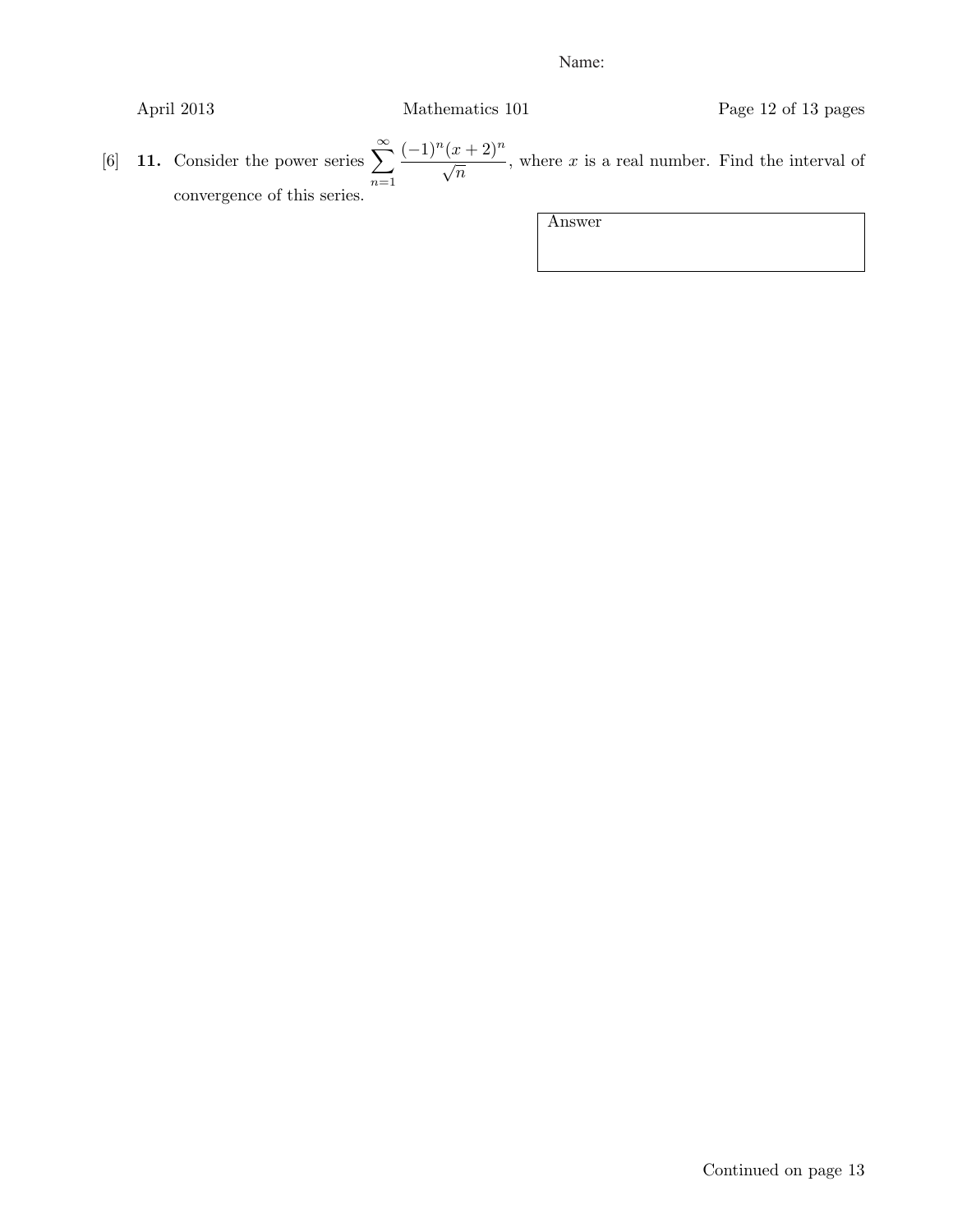Name:

[6] **11.** Consider the power series $\displaystyle\sum_{n=1}^{\infty} \frac{(-1)^n (x+2)^n}{\sqrt{n}}$, where $x$ is a real number. Find the interval of convergence of this series.

| Answer |
|---|
| |

Continued on page 13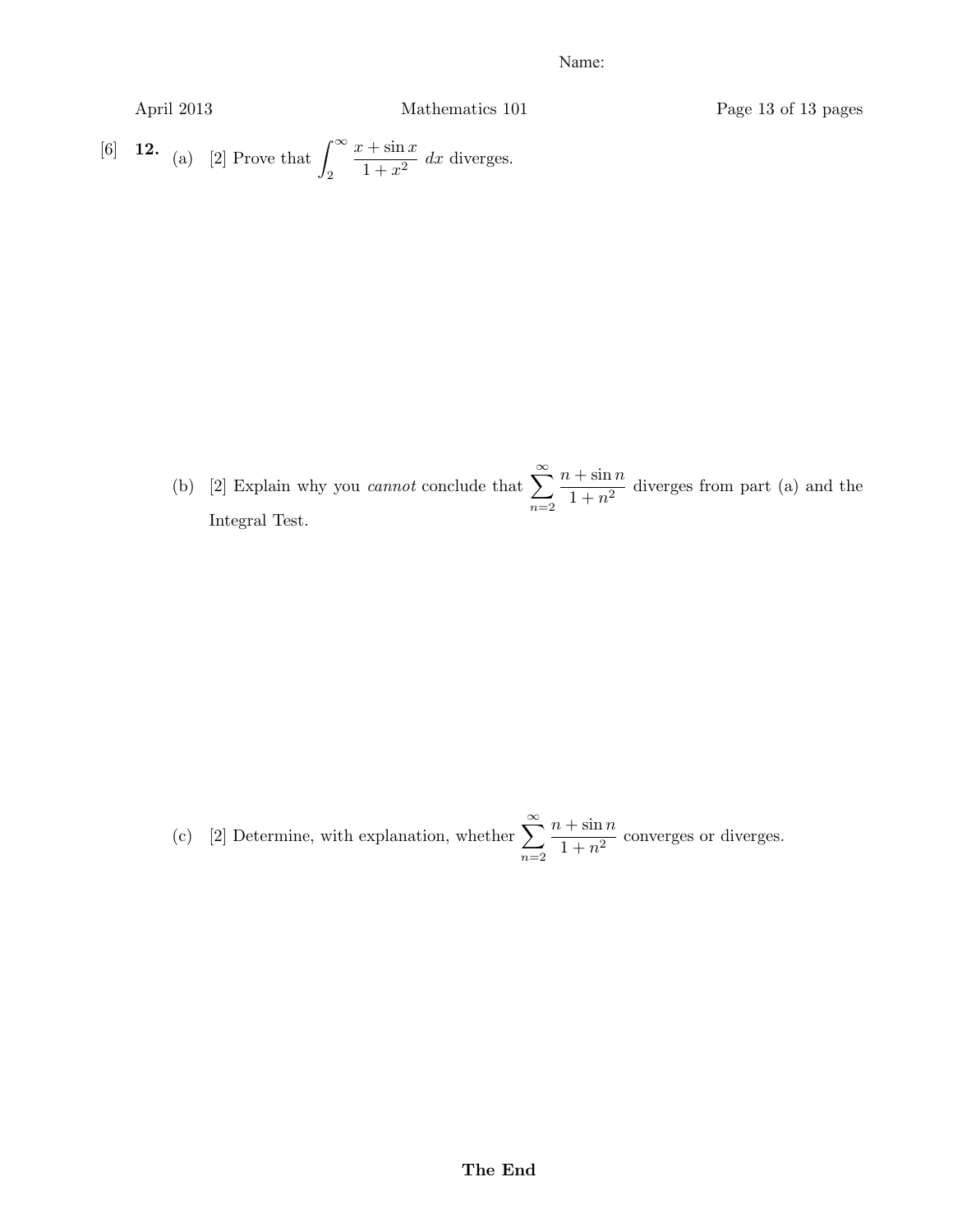Name:

[6] **12.** (a) [2] Prove that $\displaystyle\int_2^\infty \frac{x + \sin x}{1 + x^2}\, dx$ diverges.

(b) [2] Explain why you *cannot* conclude that $\displaystyle\sum_{n=2}^{\infty} \frac{n + \sin n}{1 + n^2}$ diverges from part (a) and the Integral Test.

(c) [2] Determine, with explanation, whether $\displaystyle\sum_{n=2}^{\infty} \frac{n + \sin n}{1 + n^2}$ converges or diverges.

**The End**